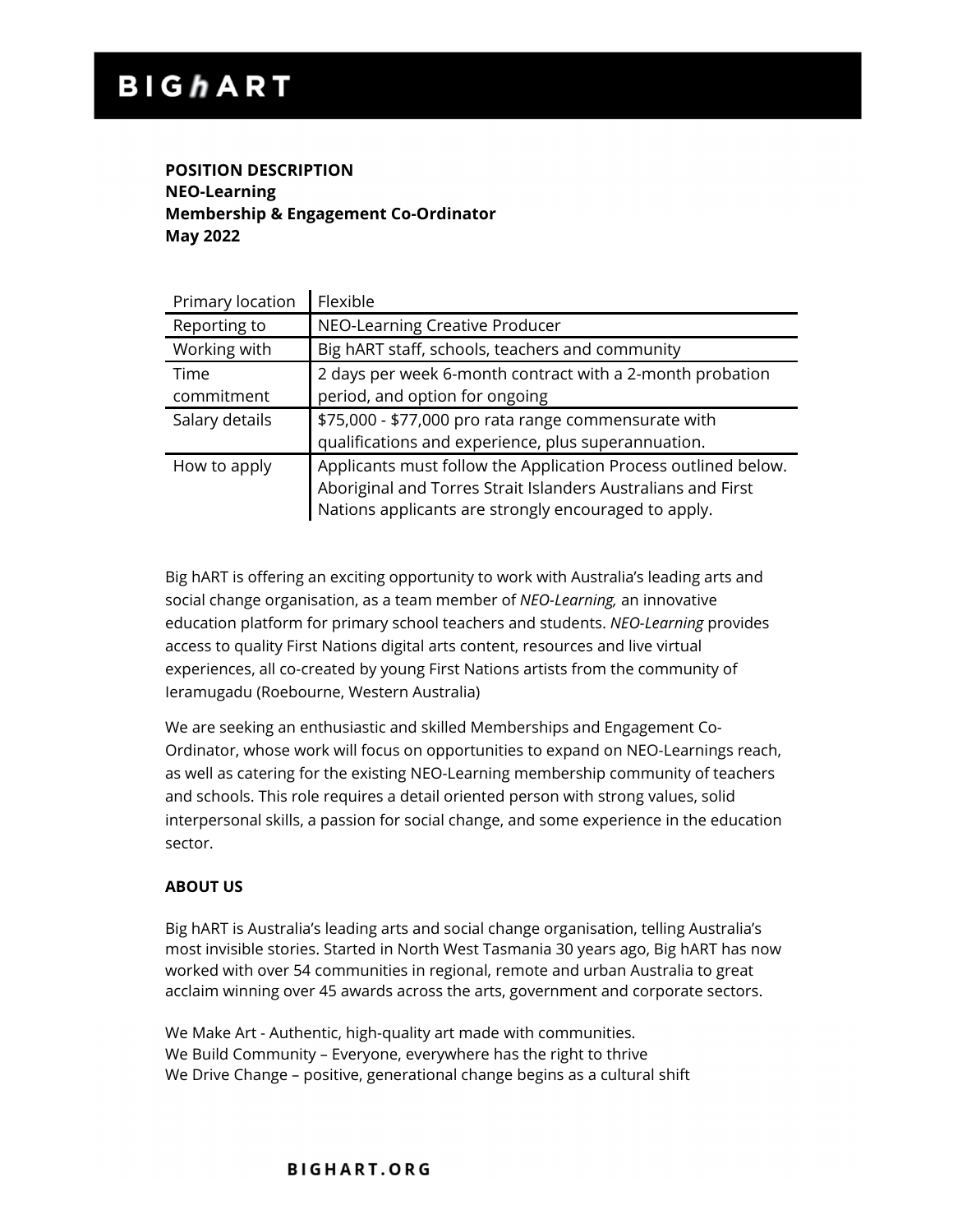# BIGhART

**POSITION DESCRIPTION**
**NEO-Learning**
**Membership & Engagement Co-Ordinator**
**May 2022**

| | |
|---|---|
| Primary location | Flexible |
| Reporting to | NEO-Learning Creative Producer |
| Working with | Big hART staff, schools, teachers and community |
| Time commitment | 2 days per week 6-month contract with a 2-month probation period, and option for ongoing |
| Salary details | $75,000 - $77,000 pro rata range commensurate with qualifications and experience, plus superannuation. |
| How to apply | Applicants must follow the Application Process outlined below. Aboriginal and Torres Strait Islanders Australians and First Nations applicants are strongly encouraged to apply. |

Big hART is offering an exciting opportunity to work with Australia's leading arts and social change organisation, as a team member of *NEO-Learning,* an innovative education platform for primary school teachers and students. *NEO-Learning* provides access to quality First Nations digital arts content, resources and live virtual experiences, all co-created by young First Nations artists from the community of Ieramugadu (Roebourne, Western Australia)

We are seeking an enthusiastic and skilled Memberships and Engagement Co-Ordinator, whose work will focus on opportunities to expand on NEO-Learnings reach, as well as catering for the existing NEO-Learning membership community of teachers and schools. This role requires a detail oriented person with strong values, solid interpersonal skills, a passion for social change, and some experience in the education sector.

**ABOUT US**

Big hART is Australia's leading arts and social change organisation, telling Australia's most invisible stories. Started in North West Tasmania 30 years ago, Big hART has now worked with over 54 communities in regional, remote and urban Australia to great acclaim winning over 45 awards across the arts, government and corporate sectors.

We Make Art - Authentic, high-quality art made with communities.
We Build Community – Everyone, everywhere has the right to thrive
We Drive Change – positive, generational change begins as a cultural shift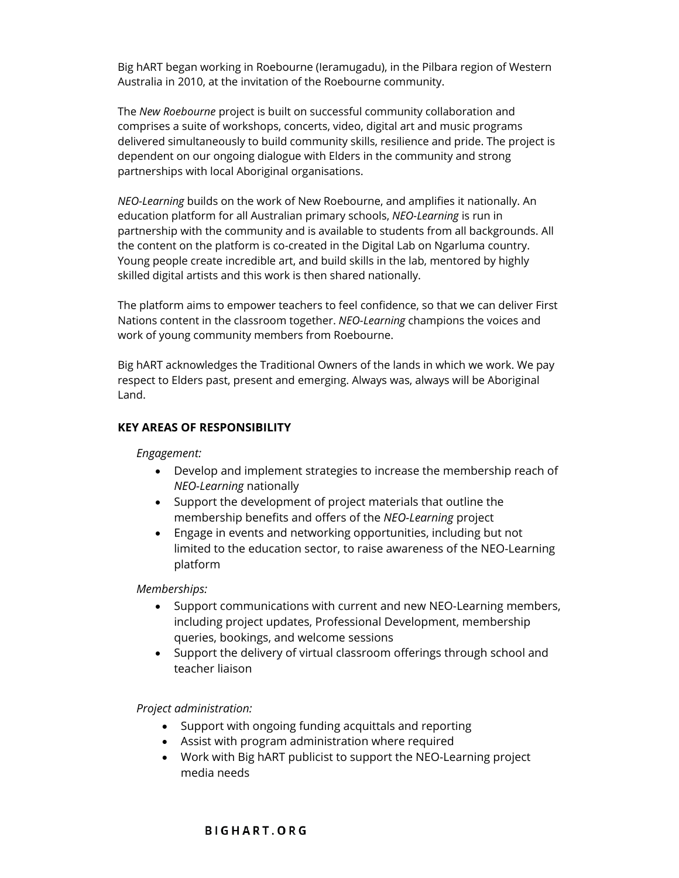Big hART began working in Roebourne (Ieramugadu), in the Pilbara region of Western Australia in 2010, at the invitation of the Roebourne community.

The *New Roebourne* project is built on successful community collaboration and comprises a suite of workshops, concerts, video, digital art and music programs delivered simultaneously to build community skills, resilience and pride. The project is dependent on our ongoing dialogue with Elders in the community and strong partnerships with local Aboriginal organisations.

*NEO-Learning* builds on the work of New Roebourne, and amplifies it nationally. An education platform for all Australian primary schools, *NEO-Learning* is run in partnership with the community and is available to students from all backgrounds. All the content on the platform is co-created in the Digital Lab on Ngarluma country. Young people create incredible art, and build skills in the lab, mentored by highly skilled digital artists and this work is then shared nationally.

The platform aims to empower teachers to feel confidence, so that we can deliver First Nations content in the classroom together. *NEO-Learning* champions the voices and work of young community members from Roebourne.

Big hART acknowledges the Traditional Owners of the lands in which we work. We pay respect to Elders past, present and emerging. Always was, always will be Aboriginal Land.

**KEY AREAS OF RESPONSIBILITY**

*Engagement:*

- Develop and implement strategies to increase the membership reach of *NEO-Learning* nationally
- Support the development of project materials that outline the membership benefits and offers of the *NEO-Learning* project
- Engage in events and networking opportunities, including but not limited to the education sector, to raise awareness of the NEO-Learning platform

*Memberships:*

- Support communications with current and new NEO-Learning members, including project updates, Professional Development, membership queries, bookings, and welcome sessions
- Support the delivery of virtual classroom offerings through school and teacher liaison

*Project administration:*

- Support with ongoing funding acquittals and reporting
- Assist with program administration where required
- Work with Big hART publicist to support the NEO-Learning project media needs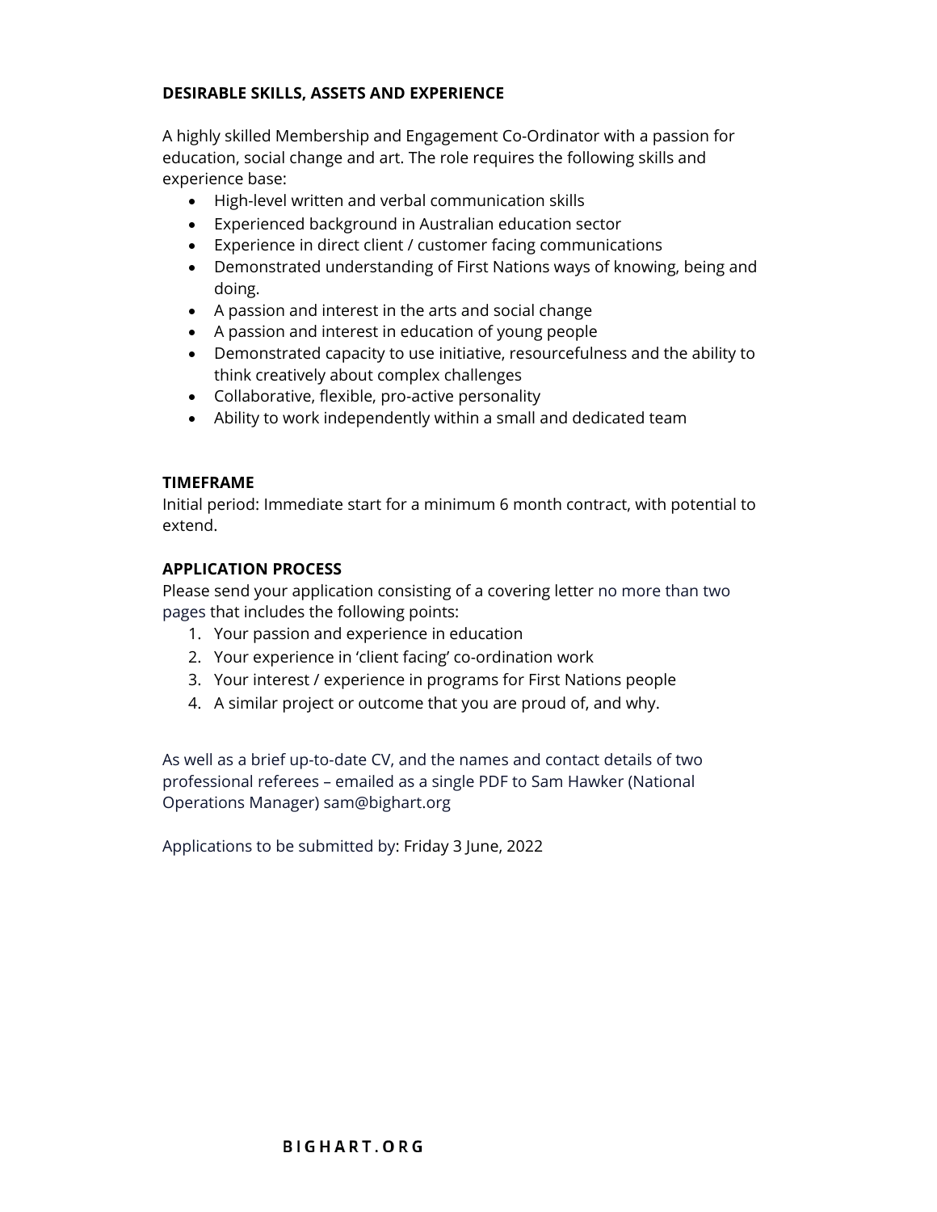**DESIRABLE SKILLS, ASSETS AND EXPERIENCE**

A highly skilled Membership and Engagement Co-Ordinator with a passion for education, social change and art. The role requires the following skills and experience base:

- High-level written and verbal communication skills
- Experienced background in Australian education sector
- Experience in direct client / customer facing communications
- Demonstrated understanding of First Nations ways of knowing, being and doing.
- A passion and interest in the arts and social change
- A passion and interest in education of young people
- Demonstrated capacity to use initiative, resourcefulness and the ability to think creatively about complex challenges
- Collaborative, flexible, pro-active personality
- Ability to work independently within a small and dedicated team

**TIMEFRAME**

Initial period: Immediate start for a minimum 6 month contract, with potential to extend.

**APPLICATION PROCESS**

Please send your application consisting of a covering letter no more than two pages that includes the following points:

1. Your passion and experience in education
2. Your experience in 'client facing' co-ordination work
3. Your interest / experience in programs for First Nations people
4. A similar project or outcome that you are proud of, and why.

As well as a brief up-to-date CV, and the names and contact details of two professional referees – emailed as a single PDF to Sam Hawker (National Operations Manager) sam@bighart.org

Applications to be submitted by: Friday 3 June, 2022